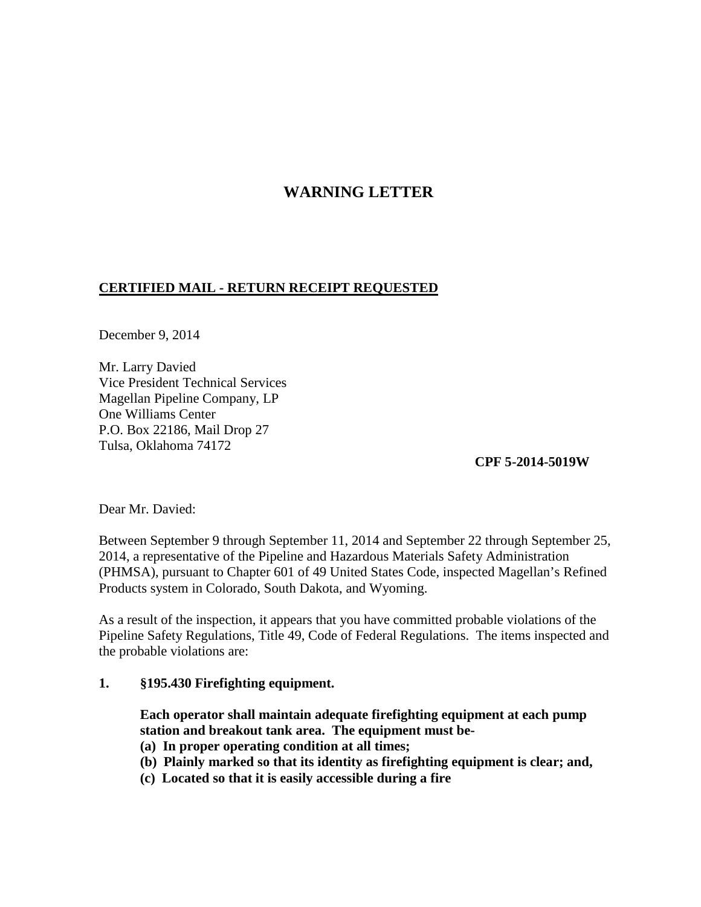# WARNING LETTER

**CERTIFIED MAIL - RETURN RECEIPT REQUESTED**

December 9, 2014

Mr. Larry Davied
Vice President Technical Services
Magellan Pipeline Company, LP
One Williams Center
P.O. Box 22186, Mail Drop 27
Tulsa, Oklahoma 74172

**CPF 5-2014-5019W**

Dear Mr. Davied:

Between September 9 through September 11, 2014 and September 22 through September 25, 2014, a representative of the Pipeline and Hazardous Materials Safety Administration (PHMSA), pursuant to Chapter 601 of 49 United States Code, inspected Magellan's Refined Products system in Colorado, South Dakota, and Wyoming.

As a result of the inspection, it appears that you have committed probable violations of the Pipeline Safety Regulations, Title 49, Code of Federal Regulations. The items inspected and the probable violations are:

**1. §195.430 Firefighting equipment.**

**Each operator shall maintain adequate firefighting equipment at each pump station and breakout tank area. The equipment must be-**
**(a) In proper operating condition at all times;**
**(b) Plainly marked so that its identity as firefighting equipment is clear; and,**
**(c) Located so that it is easily accessible during a fire**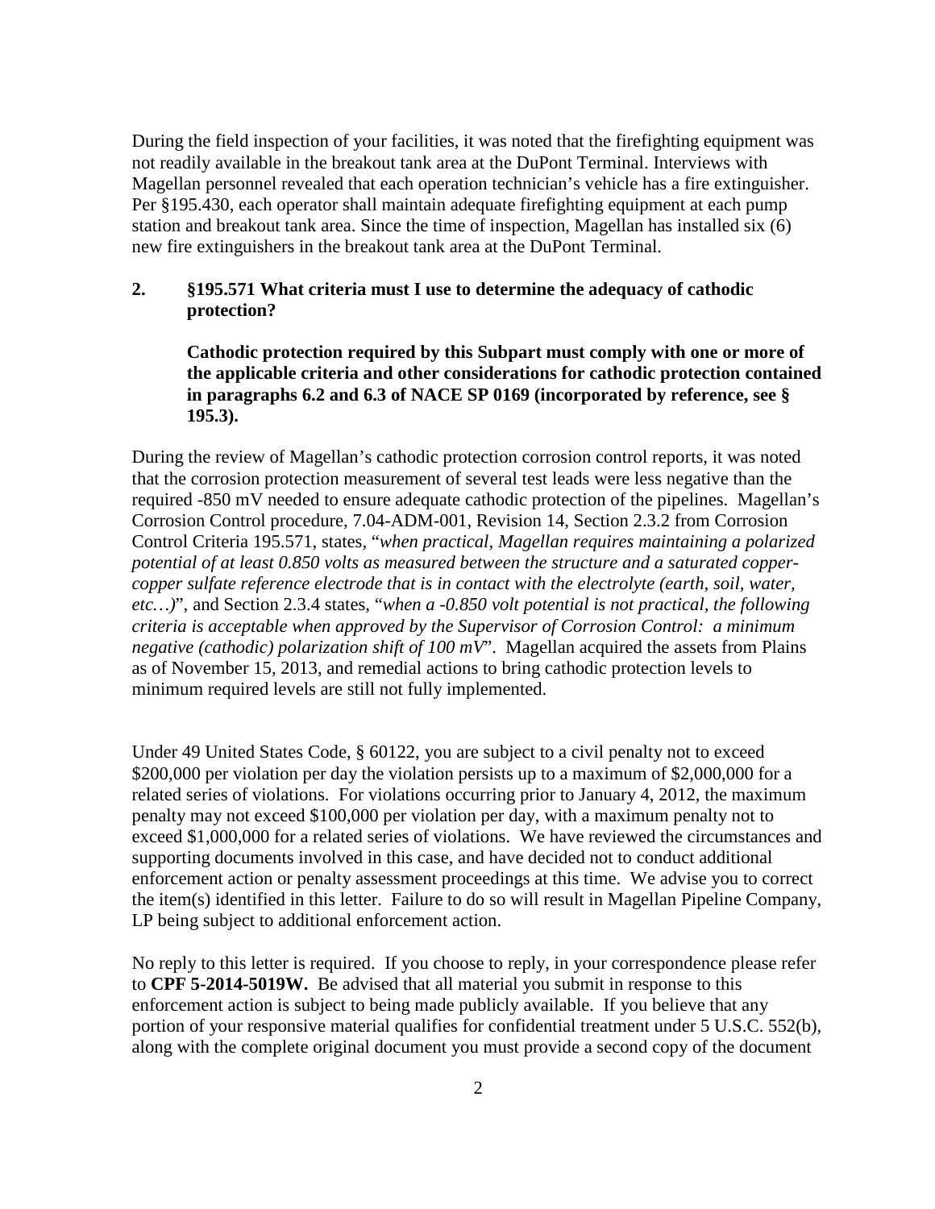During the field inspection of your facilities, it was noted that the firefighting equipment was not readily available in the breakout tank area at the DuPont Terminal. Interviews with Magellan personnel revealed that each operation technician's vehicle has a fire extinguisher. Per §195.430, each operator shall maintain adequate firefighting equipment at each pump station and breakout tank area. Since the time of inspection, Magellan has installed six (6) new fire extinguishers in the breakout tank area at the DuPont Terminal.

**2. §195.571 What criteria must I use to determine the adequacy of cathodic protection?**

**Cathodic protection required by this Subpart must comply with one or more of the applicable criteria and other considerations for cathodic protection contained in paragraphs 6.2 and 6.3 of NACE SP 0169 (incorporated by reference, see § 195.3).**

During the review of Magellan's cathodic protection corrosion control reports, it was noted that the corrosion protection measurement of several test leads were less negative than the required -850 mV needed to ensure adequate cathodic protection of the pipelines. Magellan's Corrosion Control procedure, 7.04-ADM-001, Revision 14, Section 2.3.2 from Corrosion Control Criteria 195.571, states, "*when practical, Magellan requires maintaining a polarized potential of at least 0.850 volts as measured between the structure and a saturated copper-copper sulfate reference electrode that is in contact with the electrolyte (earth, soil, water, etc…)*", and Section 2.3.4 states, "*when a -0.850 volt potential is not practical, the following criteria is acceptable when approved by the Supervisor of Corrosion Control: a minimum negative (cathodic) polarization shift of 100 mV*". Magellan acquired the assets from Plains as of November 15, 2013, and remedial actions to bring cathodic protection levels to minimum required levels are still not fully implemented.

Under 49 United States Code, § 60122, you are subject to a civil penalty not to exceed $200,000 per violation per day the violation persists up to a maximum of $2,000,000 for a related series of violations. For violations occurring prior to January 4, 2012, the maximum penalty may not exceed $100,000 per violation per day, with a maximum penalty not to exceed $1,000,000 for a related series of violations. We have reviewed the circumstances and supporting documents involved in this case, and have decided not to conduct additional enforcement action or penalty assessment proceedings at this time. We advise you to correct the item(s) identified in this letter. Failure to do so will result in Magellan Pipeline Company, LP being subject to additional enforcement action.

No reply to this letter is required. If you choose to reply, in your correspondence please refer to **CPF 5-2014-5019W.** Be advised that all material you submit in response to this enforcement action is subject to being made publicly available. If you believe that any portion of your responsive material qualifies for confidential treatment under 5 U.S.C. 552(b), along with the complete original document you must provide a second copy of the document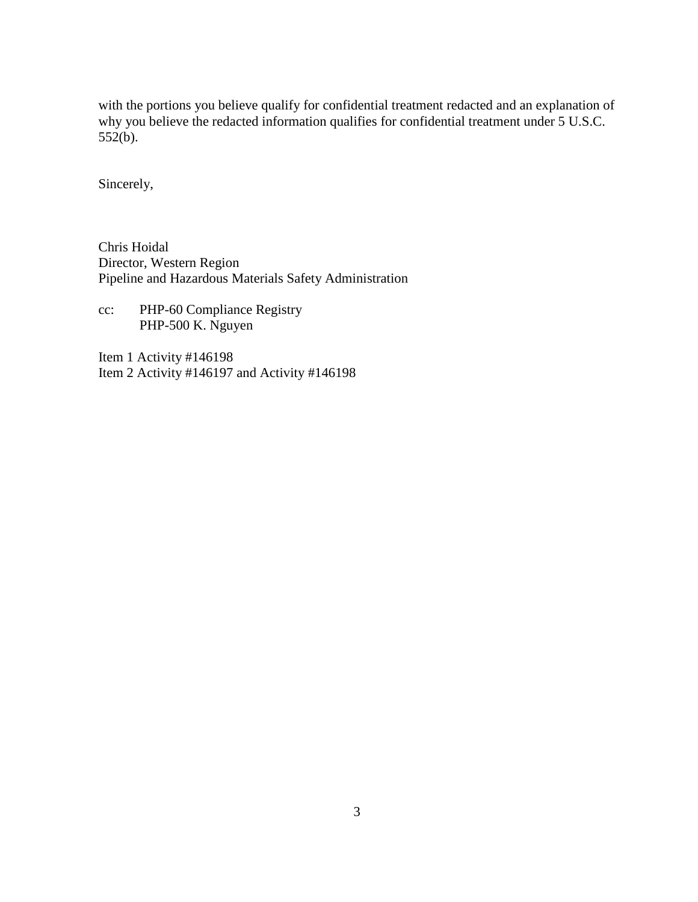with the portions you believe qualify for confidential treatment redacted and an explanation of why you believe the redacted information qualifies for confidential treatment under 5 U.S.C. 552(b).

Sincerely,

Chris Hoidal
Director, Western Region
Pipeline and Hazardous Materials Safety Administration

cc: PHP-60 Compliance Registry
PHP-500 K. Nguyen

Item 1 Activity #146198
Item 2 Activity #146197 and Activity #146198